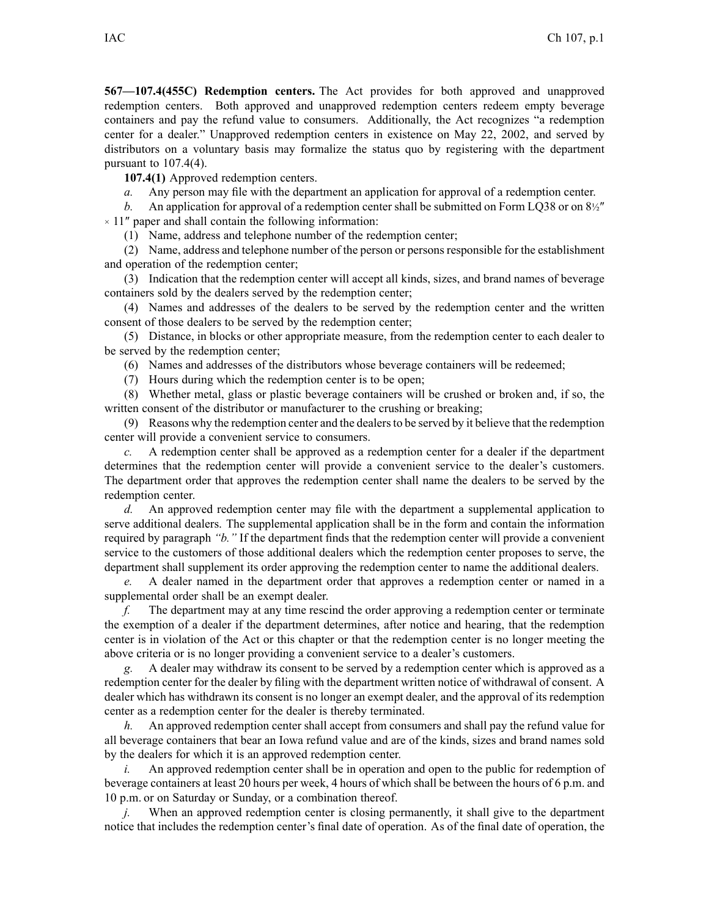**567—107.4(455C) Redemption centers.** The Act provides for both approved and unapproved redemption centers. Both approved and unapproved redemption centers redeem empty beverage containers and pay the refund value to consumers. Additionally, the Act recognizes "a redemption center for a dealer." Unapproved redemption centers in existence on May 22, 2002, and served by distributors on a voluntary basis may formalize the status quo by registering with the department pursuant to 107.4(4).

**107.4(1)** Approved redemption centers.

*a.* Any person may file with the department an application for approval of a redemption center.

*b.* An application for approval of a redemption center shall be submitted on Form LQ38 or on 8½″ × 11″ paper and shall contain the following information:

(1) Name, address and telephone number of the redemption center;

(2) Name, address and telephone number of the person or persons responsible for the establishment and operation of the redemption center;

(3) Indication that the redemption center will accept all kinds, sizes, and brand names of beverage containers sold by the dealers served by the redemption center;

(4) Names and addresses of the dealers to be served by the redemption center and the written consent of those dealers to be served by the redemption center;

(5) Distance, in blocks or other appropriate measure, from the redemption center to each dealer to be served by the redemption center;

(6) Names and addresses of the distributors whose beverage containers will be redeemed;

(7) Hours during which the redemption center is to be open;

(8) Whether metal, glass or plastic beverage containers will be crushed or broken and, if so, the written consent of the distributor or manufacturer to the crushing or breaking;

(9) Reasons why the redemption center and the dealers to be served by it believe that the redemption center will provide a convenient service to consumers.

*c.* A redemption center shall be approved as a redemption center for a dealer if the department determines that the redemption center will provide a convenient service to the dealer's customers. The department order that approves the redemption center shall name the dealers to be served by the redemption center.

*d.* An approved redemption center may file with the department a supplemental application to serve additional dealers. The supplemental application shall be in the form and contain the information required by paragraph *"b."* If the department finds that the redemption center will provide a convenient service to the customers of those additional dealers which the redemption center proposes to serve, the department shall supplement its order approving the redemption center to name the additional dealers.

*e.* A dealer named in the department order that approves a redemption center or named in a supplemental order shall be an exempt dealer.

*f.* The department may at any time rescind the order approving a redemption center or terminate the exemption of a dealer if the department determines, after notice and hearing, that the redemption center is in violation of the Act or this chapter or that the redemption center is no longer meeting the above criteria or is no longer providing a convenient service to a dealer's customers.

*g.* A dealer may withdraw its consent to be served by a redemption center which is approved as a redemption center for the dealer by filing with the department written notice of withdrawal of consent. A dealer which has withdrawn its consent is no longer an exempt dealer, and the approval of its redemption center as a redemption center for the dealer is thereby terminated.

*h.* An approved redemption center shall accept from consumers and shall pay the refund value for all beverage containers that bear an Iowa refund value and are of the kinds, sizes and brand names sold by the dealers for which it is an approved redemption center.

*i.* An approved redemption center shall be in operation and open to the public for redemption of beverage containers at least 20 hours per week, 4 hours of which shall be between the hours of 6 p.m. and 10 p.m. or on Saturday or Sunday, or a combination thereof.

*j.* When an approved redemption center is closing permanently, it shall give to the department notice that includes the redemption center's final date of operation. As of the final date of operation, the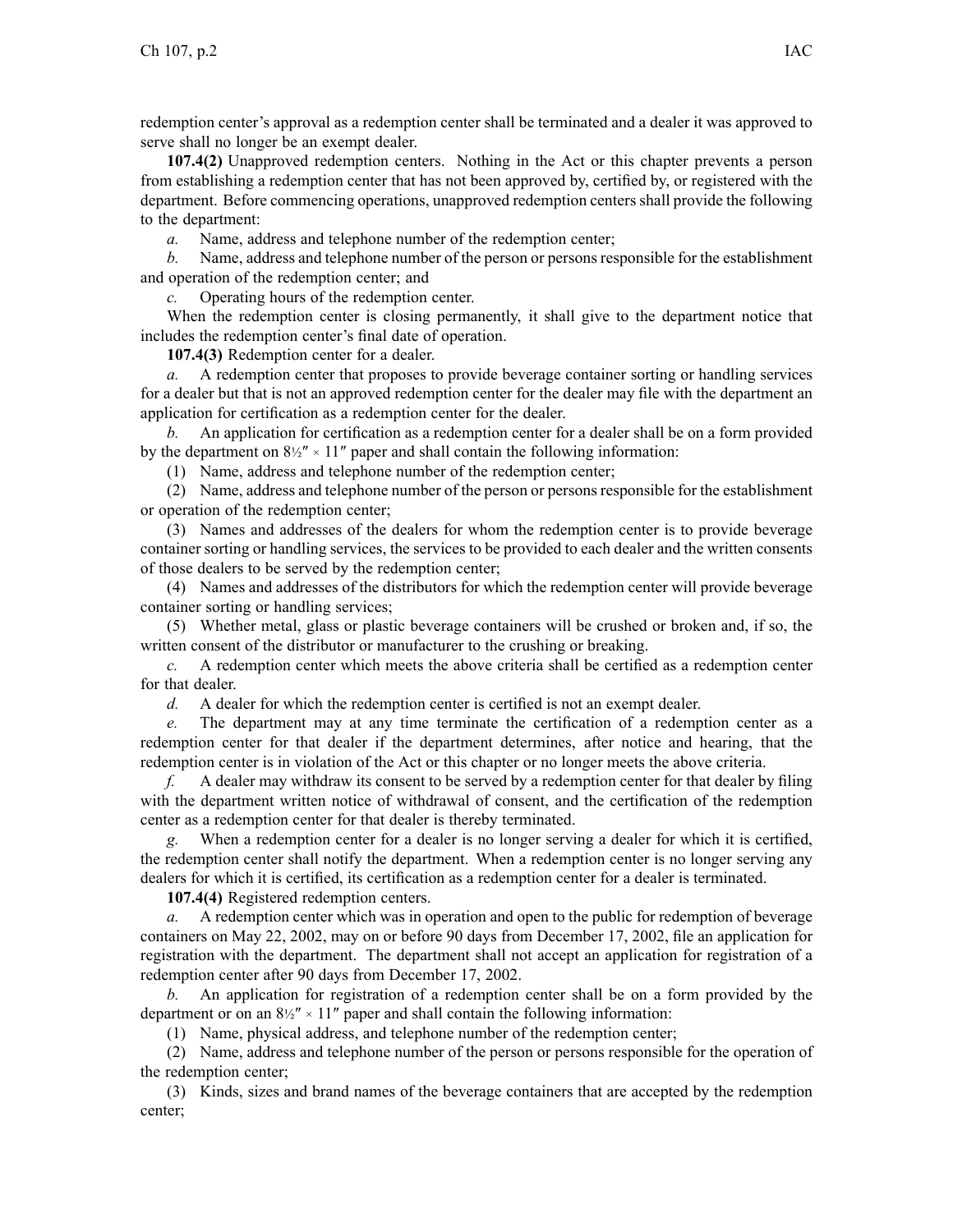redemption center's approval as a redemption center shall be terminated and a dealer it was approved to serve shall no longer be an exempt dealer.

**107.4(2)** Unapproved redemption centers. Nothing in the Act or this chapter prevents a person from establishing a redemption center that has not been approved by, certified by, or registered with the department. Before commencing operations, unapproved redemption centers shall provide the following to the department:

*a.* Name, address and telephone number of the redemption center;

*b.* Name, address and telephone number of the person or persons responsible for the establishment and operation of the redemption center; and

*c.* Operating hours of the redemption center.

When the redemption center is closing permanently, it shall give to the department notice that includes the redemption center's final date of operation.

**107.4(3)** Redemption center for a dealer.

*a.* A redemption center that proposes to provide beverage container sorting or handling services for a dealer but that is not an approved redemption center for the dealer may file with the department an application for certification as a redemption center for the dealer.

*b.* An application for certification as a redemption center for a dealer shall be on a form provided by the department on 8½″ × 11″ paper and shall contain the following information:

(1) Name, address and telephone number of the redemption center;

(2) Name, address and telephone number of the person or persons responsible for the establishment or operation of the redemption center;

(3) Names and addresses of the dealers for whom the redemption center is to provide beverage container sorting or handling services, the services to be provided to each dealer and the written consents of those dealers to be served by the redemption center;

(4) Names and addresses of the distributors for which the redemption center will provide beverage container sorting or handling services;

(5) Whether metal, glass or plastic beverage containers will be crushed or broken and, if so, the written consent of the distributor or manufacturer to the crushing or breaking.

*c.* A redemption center which meets the above criteria shall be certified as a redemption center for that dealer.

*d.* A dealer for which the redemption center is certified is not an exempt dealer.

*e.* The department may at any time terminate the certification of a redemption center as a redemption center for that dealer if the department determines, after notice and hearing, that the redemption center is in violation of the Act or this chapter or no longer meets the above criteria.

*f.* A dealer may withdraw its consent to be served by a redemption center for that dealer by filing with the department written notice of withdrawal of consent, and the certification of the redemption center as a redemption center for that dealer is thereby terminated.

*g.* When a redemption center for a dealer is no longer serving a dealer for which it is certified, the redemption center shall notify the department. When a redemption center is no longer serving any dealers for which it is certified, its certification as a redemption center for a dealer is terminated.

**107.4(4)** Registered redemption centers.

*a.* A redemption center which was in operation and open to the public for redemption of beverage containers on May 22, 2002, may on or before 90 days from December 17, 2002, file an application for registration with the department. The department shall not accept an application for registration of a redemption center after 90 days from December 17, 2002.

*b.* An application for registration of a redemption center shall be on a form provided by the department or on an 8½″ × 11″ paper and shall contain the following information:

(1) Name, physical address, and telephone number of the redemption center;

(2) Name, address and telephone number of the person or persons responsible for the operation of the redemption center;

(3) Kinds, sizes and brand names of the beverage containers that are accepted by the redemption center;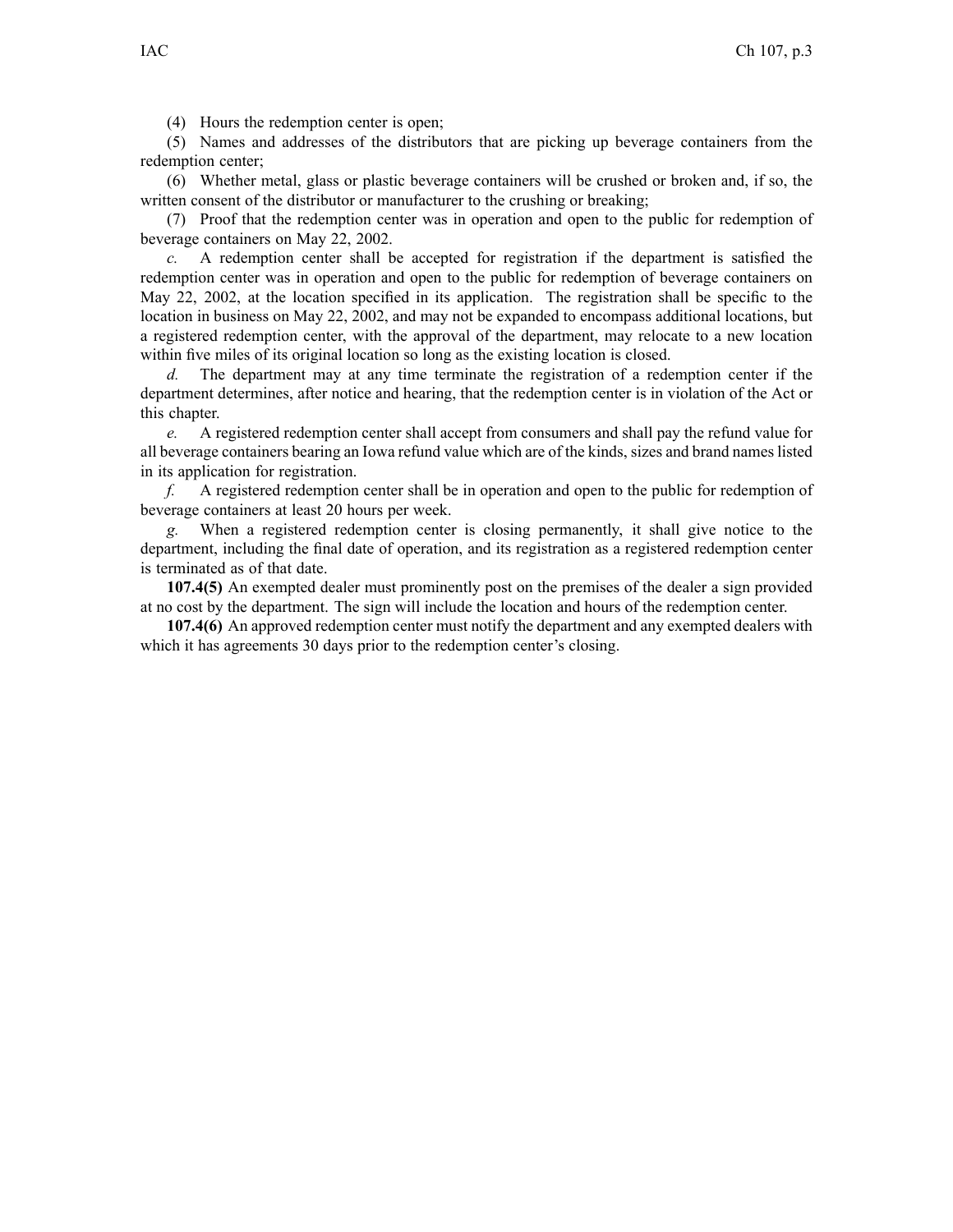(4) Hours the redemption center is open;

(5) Names and addresses of the distributors that are picking up beverage containers from the redemption center;

(6) Whether metal, glass or plastic beverage containers will be crushed or broken and, if so, the written consent of the distributor or manufacturer to the crushing or breaking;

(7) Proof that the redemption center was in operation and open to the public for redemption of beverage containers on May 22, 2002.

*c.* A redemption center shall be accepted for registration if the department is satisfied the redemption center was in operation and open to the public for redemption of beverage containers on May 22, 2002, at the location specified in its application. The registration shall be specific to the location in business on May 22, 2002, and may not be expanded to encompass additional locations, but a registered redemption center, with the approval of the department, may relocate to a new location within five miles of its original location so long as the existing location is closed.

*d.* The department may at any time terminate the registration of a redemption center if the department determines, after notice and hearing, that the redemption center is in violation of the Act or this chapter.

*e.* A registered redemption center shall accept from consumers and shall pay the refund value for all beverage containers bearing an Iowa refund value which are of the kinds, sizes and brand names listed in its application for registration.

*f.* A registered redemption center shall be in operation and open to the public for redemption of beverage containers at least 20 hours per week.

*g.* When a registered redemption center is closing permanently, it shall give notice to the department, including the final date of operation, and its registration as a registered redemption center is terminated as of that date.

**107.4(5)** An exempted dealer must prominently post on the premises of the dealer a sign provided at no cost by the department. The sign will include the location and hours of the redemption center.

**107.4(6)** An approved redemption center must notify the department and any exempted dealers with which it has agreements 30 days prior to the redemption center's closing.